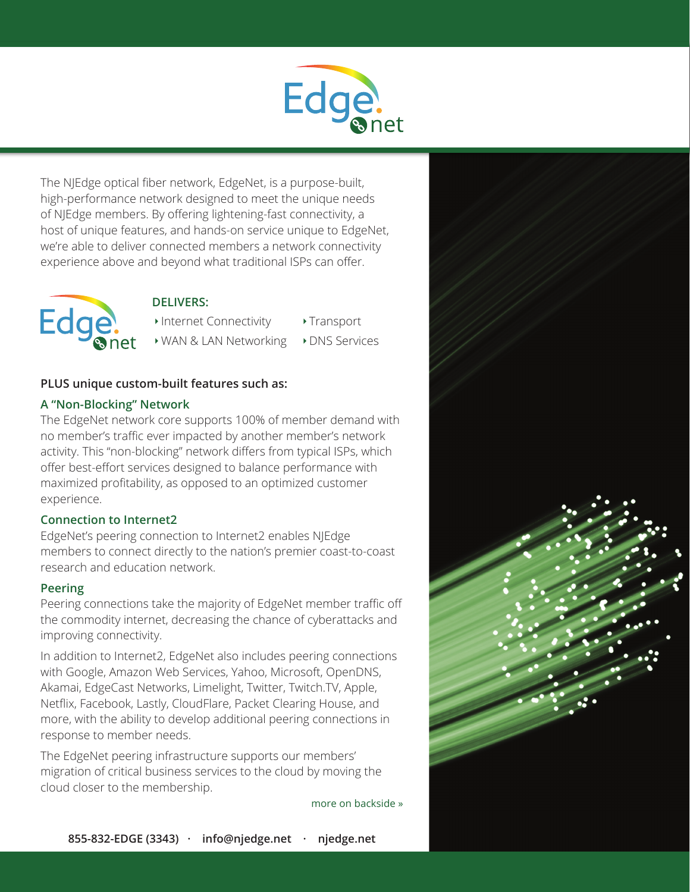# EdgeNet

The NJEdge optical fiber network, EdgeNet, is a purpose-built, high-performance network designed to meet the unique needs of NJEdge members. By offering lightening-fast connectivity, a host of unique features, and hands-on service unique to EdgeNet, we're able to deliver connected members a network connectivity experience above and beyond what traditional ISPs can offer.

**DELIVERS:**

- Internet Connectivity
- WAN & LAN Networking
- Transport
- DNS Services

**PLUS unique custom-built features such as:**

### A "Non-Blocking" Network

The EdgeNet network core supports 100% of member demand with no member's traffic ever impacted by another member's network activity. This "non-blocking" network differs from typical ISPs, which offer best-effort services designed to balance performance with maximized profitability, as opposed to an optimized customer experience.

### Connection to Internet2

EdgeNet's peering connection to Internet2 enables NJEdge members to connect directly to the nation's premier coast-to-coast research and education network.

### Peering

Peering connections take the majority of EdgeNet member traffic off the commodity internet, decreasing the chance of cyberattacks and improving connectivity.

In addition to Internet2, EdgeNet also includes peering connections with Google, Amazon Web Services, Yahoo, Microsoft, OpenDNS, Akamai, EdgeCast Networks, Limelight, Twitter, Twitch.TV, Apple, Netflix, Facebook, Lastly, CloudFlare, Packet Clearing House, and more, with the ability to develop additional peering connections in response to member needs.

The EdgeNet peering infrastructure supports our members' migration of critical business services to the cloud by moving the cloud closer to the membership.

more on backside »

**855-832-EDGE (3343) · info@njedge.net · njedge.net**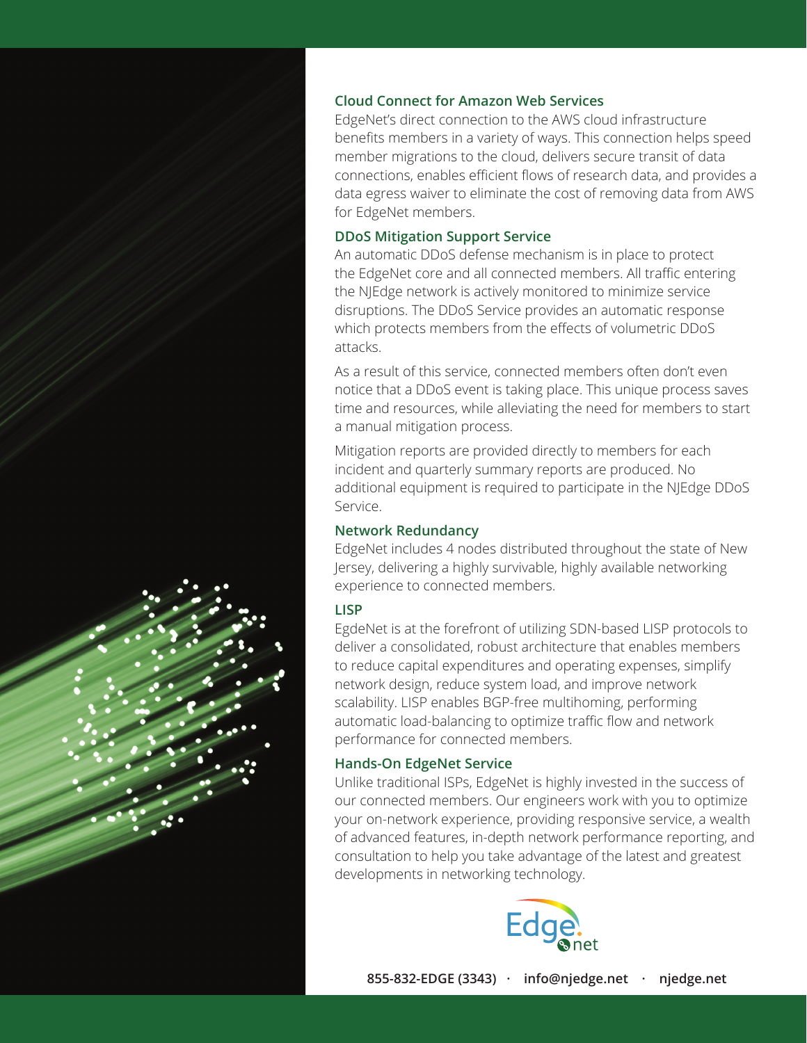### Cloud Connect for Amazon Web Services

EdgeNet's direct connection to the AWS cloud infrastructure benefits members in a variety of ways. This connection helps speed member migrations to the cloud, delivers secure transit of data connections, enables efficient flows of research data, and provides a data egress waiver to eliminate the cost of removing data from AWS for EdgeNet members.

### DDoS Mitigation Support Service

An automatic DDoS defense mechanism is in place to protect the EdgeNet core and all connected members. All traffic entering the NJEdge network is actively monitored to minimize service disruptions. The DDoS Service provides an automatic response which protects members from the effects of volumetric DDoS attacks.

As a result of this service, connected members often don't even notice that a DDoS event is taking place. This unique process saves time and resources, while alleviating the need for members to start a manual mitigation process.

Mitigation reports are provided directly to members for each incident and quarterly summary reports are produced. No additional equipment is required to participate in the NJEdge DDoS Service.

### Network Redundancy

EdgeNet includes 4 nodes distributed throughout the state of New Jersey, delivering a highly survivable, highly available networking experience to connected members.

### LISP

EgdeNet is at the forefront of utilizing SDN-based LISP protocols to deliver a consolidated, robust architecture that enables members to reduce capital expenditures and operating expenses, simplify network design, reduce system load, and improve network scalability. LISP enables BGP-free multihoming, performing automatic load-balancing to optimize traffic flow and network performance for connected members.

### Hands-On EdgeNet Service

Unlike traditional ISPs, EdgeNet is highly invested in the success of our connected members. Our engineers work with you to optimize your on-network experience, providing responsive service, a wealth of advanced features, in-depth network performance reporting, and consultation to help you take advantage of the latest and greatest developments in networking technology.

Edge net

**855-832-EDGE (3343) · info@njedge.net · njedge.net**